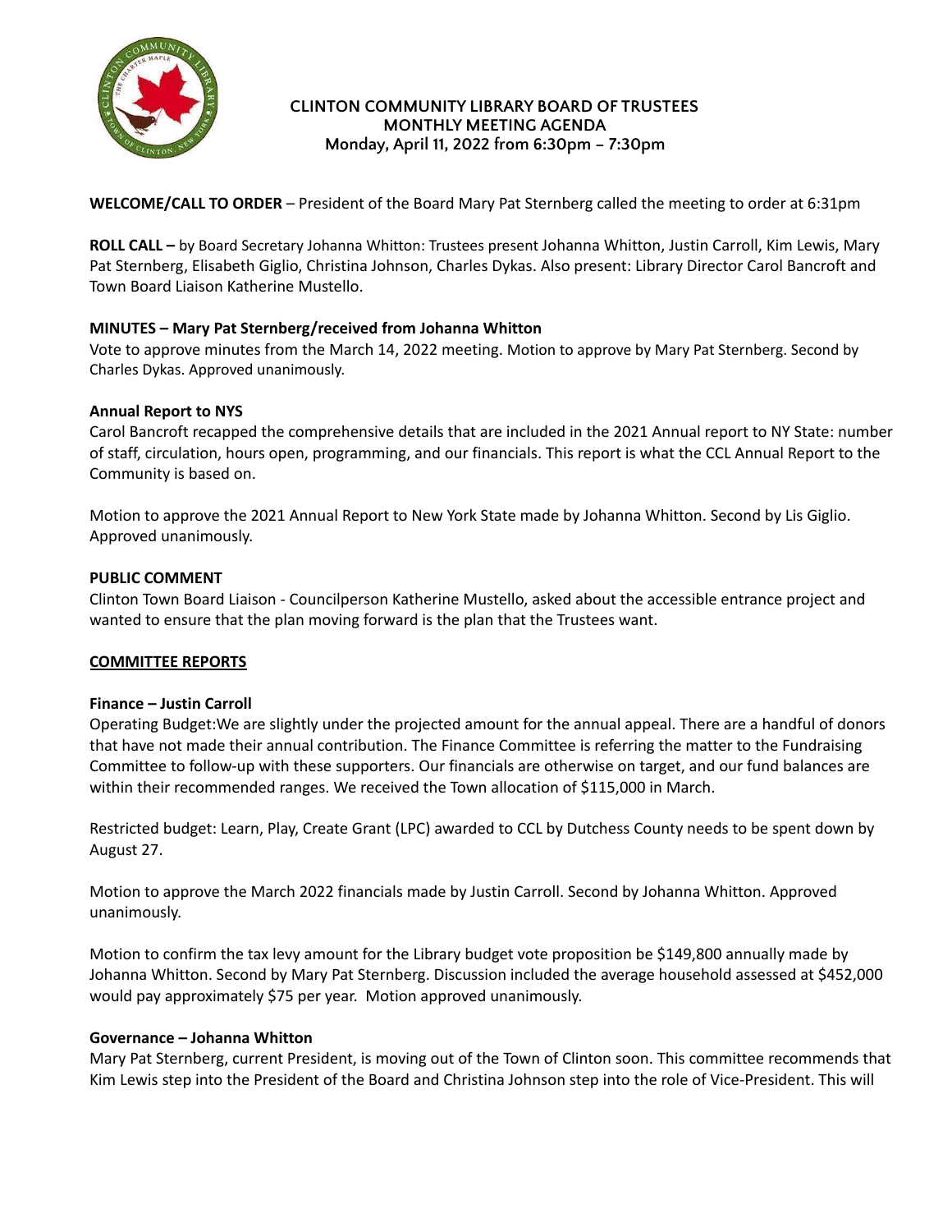# CLINTON COMMUNITY LIBRARY BOARD OF TRUSTEES
## MONTHLY MEETING AGENDA
### Monday, April 11, 2022 from 6:30pm – 7:30pm

**WELCOME/CALL TO ORDER** – President of the Board Mary Pat Sternberg called the meeting to order at 6:31pm

**ROLL CALL –** by Board Secretary Johanna Whitton: Trustees present Johanna Whitton, Justin Carroll, Kim Lewis, Mary Pat Sternberg, Elisabeth Giglio, Christina Johnson, Charles Dykas. Also present: Library Director Carol Bancroft and Town Board Liaison Katherine Mustello.

**MINUTES – Mary Pat Sternberg/received from Johanna Whitton**

Vote to approve minutes from the March 14, 2022 meeting. Motion to approve by Mary Pat Sternberg. Second by Charles Dykas. Approved unanimously.

**Annual Report to NYS**

Carol Bancroft recapped the comprehensive details that are included in the 2021 Annual report to NY State: number of staff, circulation, hours open, programming, and our financials. This report is what the CCL Annual Report to the Community is based on.

Motion to approve the 2021 Annual Report to New York State made by Johanna Whitton. Second by Lis Giglio. Approved unanimously.

**PUBLIC COMMENT**

Clinton Town Board Liaison - Councilperson Katherine Mustello, asked about the accessible entrance project and wanted to ensure that the plan moving forward is the plan that the Trustees want.

**COMMITTEE REPORTS**

**Finance – Justin Carroll**

Operating Budget:We are slightly under the projected amount for the annual appeal. There are a handful of donors that have not made their annual contribution. The Finance Committee is referring the matter to the Fundraising Committee to follow-up with these supporters. Our financials are otherwise on target, and our fund balances are within their recommended ranges. We received the Town allocation of $115,000 in March.

Restricted budget: Learn, Play, Create Grant (LPC) awarded to CCL by Dutchess County needs to be spent down by August 27.

Motion to approve the March 2022 financials made by Justin Carroll. Second by Johanna Whitton. Approved unanimously.

Motion to confirm the tax levy amount for the Library budget vote proposition be $149,800 annually made by Johanna Whitton. Second by Mary Pat Sternberg. Discussion included the average household assessed at $452,000 would pay approximately $75 per year. Motion approved unanimously.

**Governance – Johanna Whitton**

Mary Pat Sternberg, current President, is moving out of the Town of Clinton soon. This committee recommends that Kim Lewis step into the President of the Board and Christina Johnson step into the role of Vice-President. This will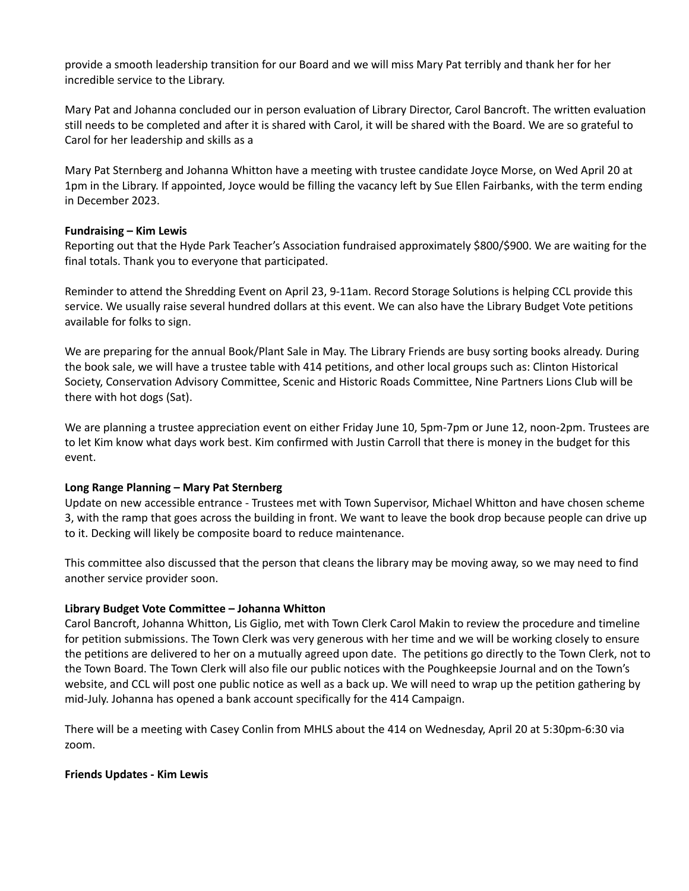provide a smooth leadership transition for our Board and we will miss Mary Pat terribly and thank her for her incredible service to the Library.

Mary Pat and Johanna concluded our in person evaluation of Library Director, Carol Bancroft. The written evaluation still needs to be completed and after it is shared with Carol, it will be shared with the Board. We are so grateful to Carol for her leadership and skills as a

Mary Pat Sternberg and Johanna Whitton have a meeting with trustee candidate Joyce Morse, on Wed April 20 at 1pm in the Library. If appointed, Joyce would be filling the vacancy left by Sue Ellen Fairbanks, with the term ending in December 2023.

**Fundraising – Kim Lewis**

Reporting out that the Hyde Park Teacher's Association fundraised approximately $800/$900. We are waiting for the final totals. Thank you to everyone that participated.

Reminder to attend the Shredding Event on April 23, 9-11am. Record Storage Solutions is helping CCL provide this service. We usually raise several hundred dollars at this event. We can also have the Library Budget Vote petitions available for folks to sign.

We are preparing for the annual Book/Plant Sale in May. The Library Friends are busy sorting books already. During the book sale, we will have a trustee table with 414 petitions, and other local groups such as: Clinton Historical Society, Conservation Advisory Committee, Scenic and Historic Roads Committee, Nine Partners Lions Club will be there with hot dogs (Sat).

We are planning a trustee appreciation event on either Friday June 10, 5pm-7pm or June 12, noon-2pm. Trustees are to let Kim know what days work best. Kim confirmed with Justin Carroll that there is money in the budget for this event.

**Long Range Planning – Mary Pat Sternberg**

Update on new accessible entrance - Trustees met with Town Supervisor, Michael Whitton and have chosen scheme 3, with the ramp that goes across the building in front. We want to leave the book drop because people can drive up to it. Decking will likely be composite board to reduce maintenance.

This committee also discussed that the person that cleans the library may be moving away, so we may need to find another service provider soon.

**Library Budget Vote Committee – Johanna Whitton**

Carol Bancroft, Johanna Whitton, Lis Giglio, met with Town Clerk Carol Makin to review the procedure and timeline for petition submissions. The Town Clerk was very generous with her time and we will be working closely to ensure the petitions are delivered to her on a mutually agreed upon date. The petitions go directly to the Town Clerk, not to the Town Board. The Town Clerk will also file our public notices with the Poughkeepsie Journal and on the Town's website, and CCL will post one public notice as well as a back up. We will need to wrap up the petition gathering by mid-July. Johanna has opened a bank account specifically for the 414 Campaign.

There will be a meeting with Casey Conlin from MHLS about the 414 on Wednesday, April 20 at 5:30pm-6:30 via zoom.

**Friends Updates - Kim Lewis**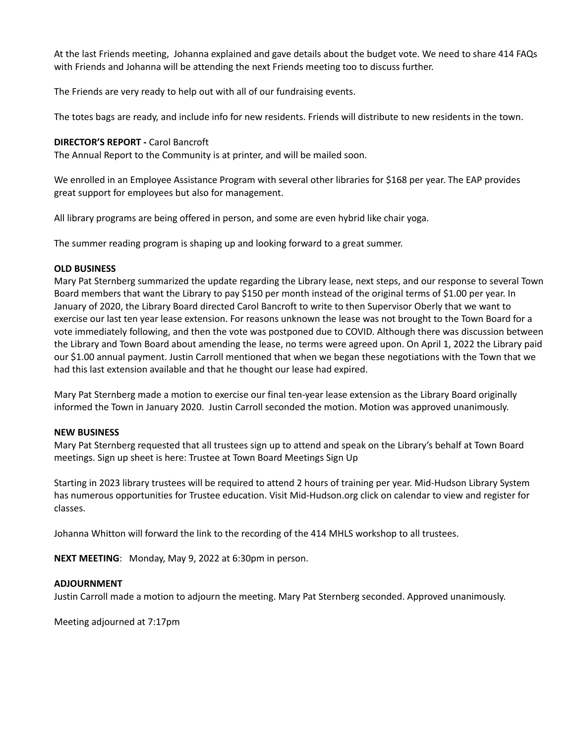At the last Friends meeting, Johanna explained and gave details about the budget vote. We need to share 414 FAQs with Friends and Johanna will be attending the next Friends meeting too to discuss further.

The Friends are very ready to help out with all of our fundraising events.

The totes bags are ready, and include info for new residents. Friends will distribute to new residents in the town.

**DIRECTOR'S REPORT -** Carol Bancroft
The Annual Report to the Community is at printer, and will be mailed soon.

We enrolled in an Employee Assistance Program with several other libraries for $168 per year. The EAP provides great support for employees but also for management.

All library programs are being offered in person, and some are even hybrid like chair yoga.

The summer reading program is shaping up and looking forward to a great summer.

**OLD BUSINESS**
Mary Pat Sternberg summarized the update regarding the Library lease, next steps, and our response to several Town Board members that want the Library to pay $150 per month instead of the original terms of $1.00 per year. In January of 2020, the Library Board directed Carol Bancroft to write to then Supervisor Oberly that we want to exercise our last ten year lease extension. For reasons unknown the lease was not brought to the Town Board for a vote immediately following, and then the vote was postponed due to COVID. Although there was discussion between the Library and Town Board about amending the lease, no terms were agreed upon. On April 1, 2022 the Library paid our $1.00 annual payment. Justin Carroll mentioned that when we began these negotiations with the Town that we had this last extension available and that he thought our lease had expired.

Mary Pat Sternberg made a motion to exercise our final ten-year lease extension as the Library Board originally informed the Town in January 2020. Justin Carroll seconded the motion. Motion was approved unanimously.

**NEW BUSINESS**
Mary Pat Sternberg requested that all trustees sign up to attend and speak on the Library's behalf at Town Board meetings. Sign up sheet is here: Trustee at Town Board Meetings Sign Up

Starting in 2023 library trustees will be required to attend 2 hours of training per year. Mid-Hudson Library System has numerous opportunities for Trustee education. Visit Mid-Hudson.org click on calendar to view and register for classes.

Johanna Whitton will forward the link to the recording of the 414 MHLS workshop to all trustees.

**NEXT MEETING**: Monday, May 9, 2022 at 6:30pm in person.

**ADJOURNMENT**
Justin Carroll made a motion to adjourn the meeting. Mary Pat Sternberg seconded. Approved unanimously.

Meeting adjourned at 7:17pm